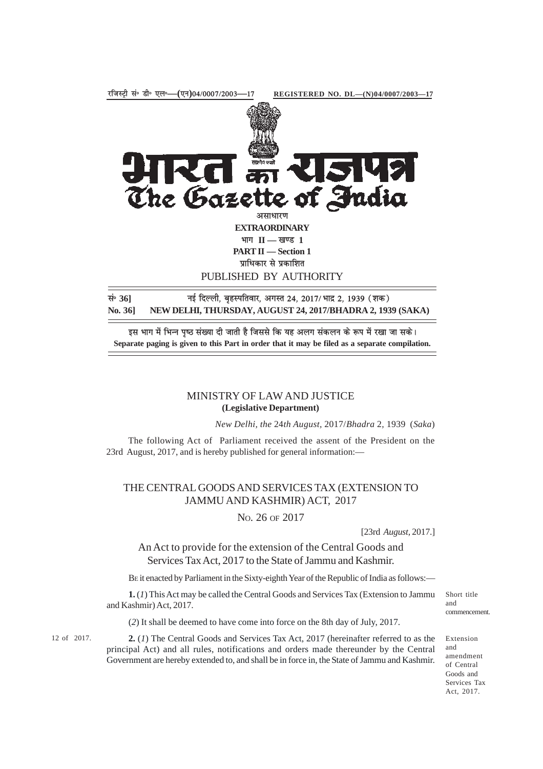रजिस्ट्री सं॰ डी॰ एल॰—(एन)04/0007/2003—17 **REGISTERED NO. DL—(N)04/0007/2003—17**

# भारत का राजपत्र
# The Gazette of India

असाधारण

**EXTRAORDINARY**

भाग II — खण्ड 1

**PART II — Section 1**

प्राधिकार से प्रकाशित

PUBLISHED BY AUTHORITY

सं॰ 36] नई दिल्ली, बृहस्पतिवार, अगस्त 24, 2017/ भाद्र 2, 1939 (शक)

**No. 36] NEW DELHI, THURSDAY, AUGUST 24, 2017/BHADRA 2, 1939 (SAKA)**

इस भाग में भिन्न पृष्ठ संख्या दी जाती है जिससे कि यह अलग संकलन के रूप में रखा जा सके।

**Separate paging is given to this Part in order that it may be filed as a separate compilation.**

MINISTRY OF LAW AND JUSTICE

**(Legislative Department)**

*New Delhi, the* 24*th August*, 2017/*Bhadra* 2, 1939 (*Saka*)

The following Act of Parliament received the assent of the President on the 23rd August, 2017, and is hereby published for general information:—

## THE CENTRAL GOODS AND SERVICES TAX (EXTENSION TO JAMMU AND KASHMIR) ACT, 2017

NO. 26 OF 2017

[23rd *August*, 2017.]

An Act to provide for the extension of the Central Goods and Services Tax Act, 2017 to the State of Jammu and Kashmir.

BE it enacted by Parliament in the Sixty-eighth Year of the Republic of India as follows:—

Short title and commencement.

**1.** (*1*) This Act may be called the Central Goods and Services Tax (Extension to Jammu and Kashmir) Act, 2017.

(*2*) It shall be deemed to have come into force on the 8th day of July, 2017.

Extension and amendment of Central Goods and Services Tax Act, 2017.

12 of 2017.

**2.** (*1*) The Central Goods and Services Tax Act, 2017 (hereinafter referred to as the principal Act) and all rules, notifications and orders made thereunder by the Central Government are hereby extended to, and shall be in force in, the State of Jammu and Kashmir.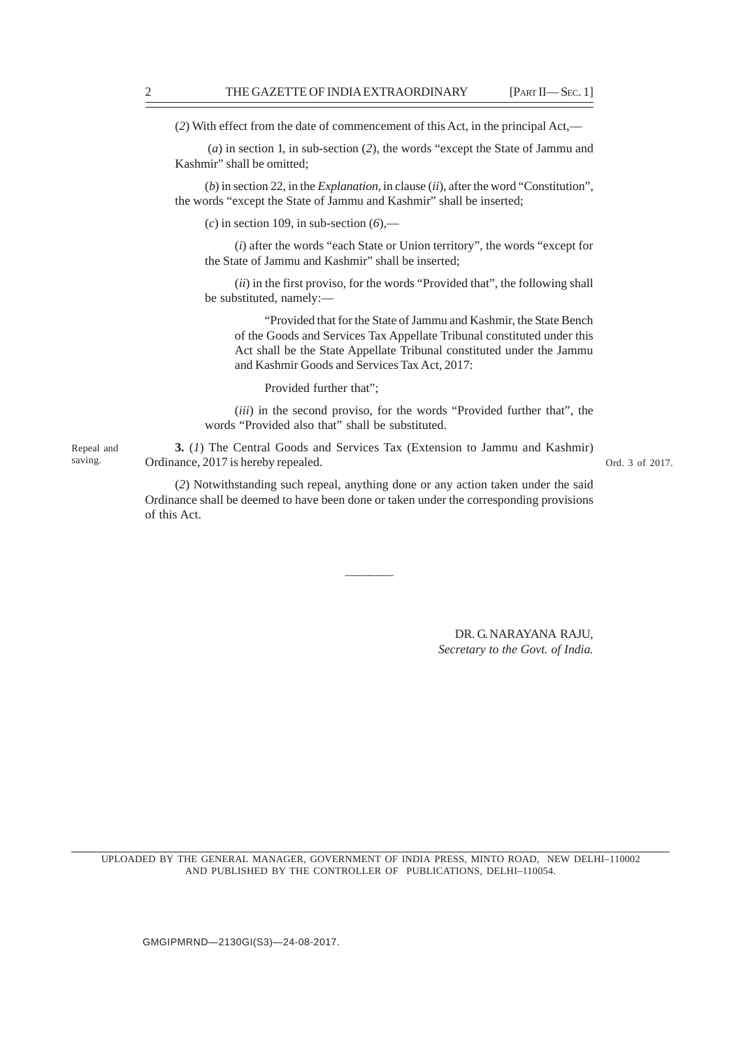(*2*) With effect from the date of commencement of this Act, in the principal Act,—

(*a*) in section 1, in sub-section (*2*), the words "except the State of Jammu and Kashmir" shall be omitted;

(*b*) in section 22, in the *Explanation*, in clause (*ii*), after the word "Constitution", the words "except the State of Jammu and Kashmir" shall be inserted;

(*c*) in section 109, in sub-section (*6*),—

(*i*) after the words "each State or Union territory", the words "except for the State of Jammu and Kashmir" shall be inserted;

(*ii*) in the first proviso, for the words "Provided that", the following shall be substituted, namely:—

"Provided that for the State of Jammu and Kashmir, the State Bench of the Goods and Services Tax Appellate Tribunal constituted under this Act shall be the State Appellate Tribunal constituted under the Jammu and Kashmir Goods and Services Tax Act, 2017:

Provided further that";

(*iii*) in the second proviso, for the words "Provided further that", the words "Provided also that" shall be substituted.

Repeal and saving.

**3.** (*1*) The Central Goods and Services Tax (Extension to Jammu and Kashmir) Ordinance, 2017 is hereby repealed.

Ord. 3 of 2017.

(*2*) Notwithstanding such repeal, anything done or any action taken under the said Ordinance shall be deemed to have been done or taken under the corresponding provisions of this Act.

————

DR. G. NARAYANA RAJU,
*Secretary to the Govt. of India.*

UPLOADED BY THE GENERAL MANAGER, GOVERNMENT OF INDIA PRESS, MINTO ROAD, NEW DELHI–110002
AND PUBLISHED BY THE CONTROLLER OF PUBLICATIONS, DELHI–110054.

GMGIPMRND—2130GI(S3)—24-08-2017.